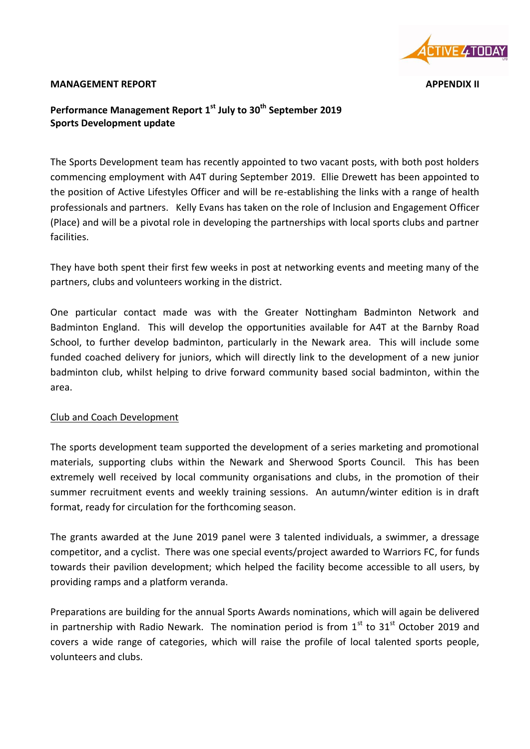**MANAGEMENT REPORT** **APPENDIX II**

**Performance Management Report 1st July to 30th September 2019**
**Sports Development update**

The Sports Development team has recently appointed to two vacant posts, with both post holders commencing employment with A4T during September 2019. Ellie Drewett has been appointed to the position of Active Lifestyles Officer and will be re-establishing the links with a range of health professionals and partners. Kelly Evans has taken on the role of Inclusion and Engagement Officer (Place) and will be a pivotal role in developing the partnerships with local sports clubs and partner facilities.

They have both spent their first few weeks in post at networking events and meeting many of the partners, clubs and volunteers working in the district.

One particular contact made was with the Greater Nottingham Badminton Network and Badminton England. This will develop the opportunities available for A4T at the Barnby Road School, to further develop badminton, particularly in the Newark area. This will include some funded coached delivery for juniors, which will directly link to the development of a new junior badminton club, whilst helping to drive forward community based social badminton, within the area.

Club and Coach Development

The sports development team supported the development of a series marketing and promotional materials, supporting clubs within the Newark and Sherwood Sports Council. This has been extremely well received by local community organisations and clubs, in the promotion of their summer recruitment events and weekly training sessions. An autumn/winter edition is in draft format, ready for circulation for the forthcoming season.

The grants awarded at the June 2019 panel were 3 talented individuals, a swimmer, a dressage competitor, and a cyclist. There was one special events/project awarded to Warriors FC, for funds towards their pavilion development; which helped the facility become accessible to all users, by providing ramps and a platform veranda.

Preparations are building for the annual Sports Awards nominations, which will again be delivered in partnership with Radio Newark. The nomination period is from 1st to 31st October 2019 and covers a wide range of categories, which will raise the profile of local talented sports people, volunteers and clubs.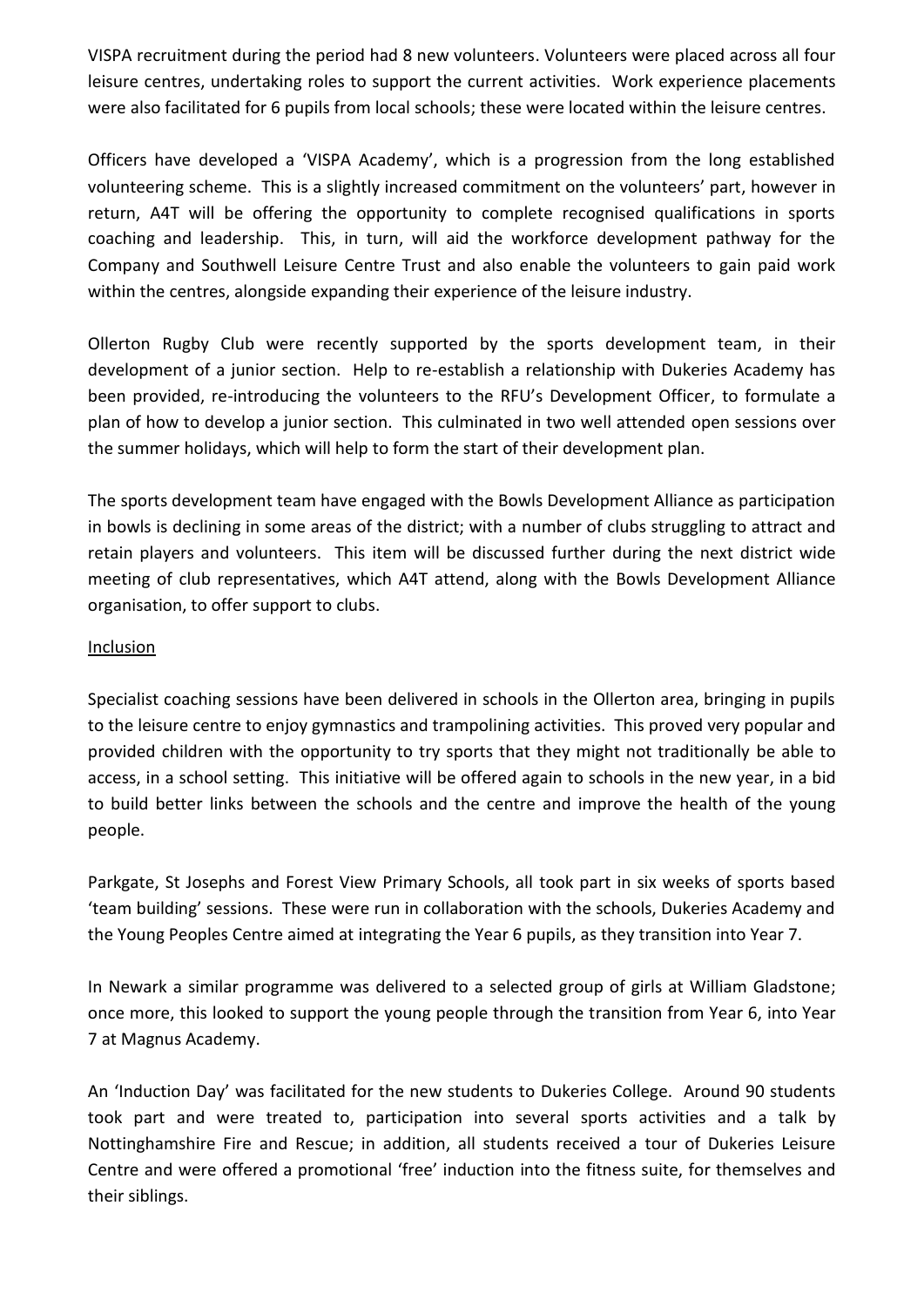VISPA recruitment during the period had 8 new volunteers. Volunteers were placed across all four leisure centres, undertaking roles to support the current activities. Work experience placements were also facilitated for 6 pupils from local schools; these were located within the leisure centres.

Officers have developed a 'VISPA Academy', which is a progression from the long established volunteering scheme. This is a slightly increased commitment on the volunteers' part, however in return, A4T will be offering the opportunity to complete recognised qualifications in sports coaching and leadership. This, in turn, will aid the workforce development pathway for the Company and Southwell Leisure Centre Trust and also enable the volunteers to gain paid work within the centres, alongside expanding their experience of the leisure industry.

Ollerton Rugby Club were recently supported by the sports development team, in their development of a junior section. Help to re-establish a relationship with Dukeries Academy has been provided, re-introducing the volunteers to the RFU's Development Officer, to formulate a plan of how to develop a junior section. This culminated in two well attended open sessions over the summer holidays, which will help to form the start of their development plan.

The sports development team have engaged with the Bowls Development Alliance as participation in bowls is declining in some areas of the district; with a number of clubs struggling to attract and retain players and volunteers. This item will be discussed further during the next district wide meeting of club representatives, which A4T attend, along with the Bowls Development Alliance organisation, to offer support to clubs.

Inclusion

Specialist coaching sessions have been delivered in schools in the Ollerton area, bringing in pupils to the leisure centre to enjoy gymnastics and trampolining activities. This proved very popular and provided children with the opportunity to try sports that they might not traditionally be able to access, in a school setting. This initiative will be offered again to schools in the new year, in a bid to build better links between the schools and the centre and improve the health of the young people.

Parkgate, St Josephs and Forest View Primary Schools, all took part in six weeks of sports based 'team building' sessions. These were run in collaboration with the schools, Dukeries Academy and the Young Peoples Centre aimed at integrating the Year 6 pupils, as they transition into Year 7.

In Newark a similar programme was delivered to a selected group of girls at William Gladstone; once more, this looked to support the young people through the transition from Year 6, into Year 7 at Magnus Academy.

An 'Induction Day' was facilitated for the new students to Dukeries College. Around 90 students took part and were treated to, participation into several sports activities and a talk by Nottinghamshire Fire and Rescue; in addition, all students received a tour of Dukeries Leisure Centre and were offered a promotional 'free' induction into the fitness suite, for themselves and their siblings.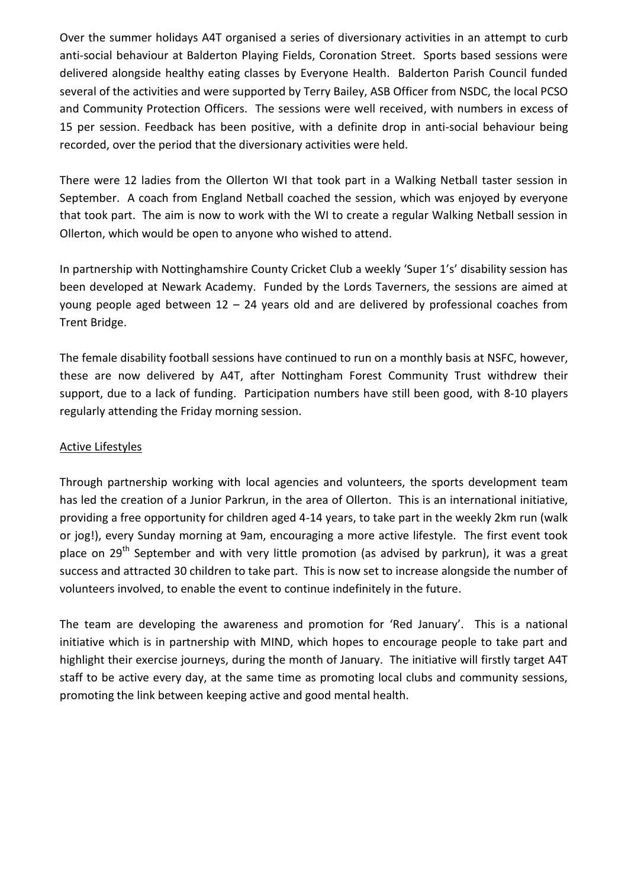Over the summer holidays A4T organised a series of diversionary activities in an attempt to curb anti-social behaviour at Balderton Playing Fields, Coronation Street. Sports based sessions were delivered alongside healthy eating classes by Everyone Health. Balderton Parish Council funded several of the activities and were supported by Terry Bailey, ASB Officer from NSDC, the local PCSO and Community Protection Officers. The sessions were well received, with numbers in excess of 15 per session. Feedback has been positive, with a definite drop in anti-social behaviour being recorded, over the period that the diversionary activities were held.

There were 12 ladies from the Ollerton WI that took part in a Walking Netball taster session in September. A coach from England Netball coached the session, which was enjoyed by everyone that took part. The aim is now to work with the WI to create a regular Walking Netball session in Ollerton, which would be open to anyone who wished to attend.

In partnership with Nottinghamshire County Cricket Club a weekly 'Super 1's' disability session has been developed at Newark Academy. Funded by the Lords Taverners, the sessions are aimed at young people aged between 12 – 24 years old and are delivered by professional coaches from Trent Bridge.

The female disability football sessions have continued to run on a monthly basis at NSFC, however, these are now delivered by A4T, after Nottingham Forest Community Trust withdrew their support, due to a lack of funding. Participation numbers have still been good, with 8-10 players regularly attending the Friday morning session.

## Active Lifestyles

Through partnership working with local agencies and volunteers, the sports development team has led the creation of a Junior Parkrun, in the area of Ollerton. This is an international initiative, providing a free opportunity for children aged 4-14 years, to take part in the weekly 2km run (walk or jog!), every Sunday morning at 9am, encouraging a more active lifestyle. The first event took place on 29th September and with very little promotion (as advised by parkrun), it was a great success and attracted 30 children to take part. This is now set to increase alongside the number of volunteers involved, to enable the event to continue indefinitely in the future.

The team are developing the awareness and promotion for 'Red January'. This is a national initiative which is in partnership with MIND, which hopes to encourage people to take part and highlight their exercise journeys, during the month of January. The initiative will firstly target A4T staff to be active every day, at the same time as promoting local clubs and community sessions, promoting the link between keeping active and good mental health.